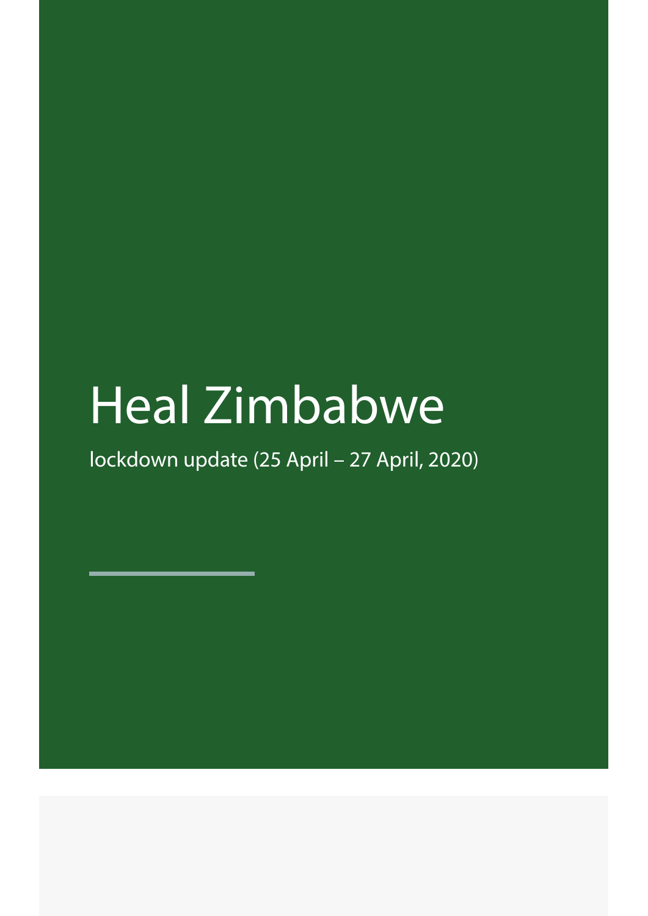# Heal Zimbabwe

lockdown update (25 April – 27 April, 2020)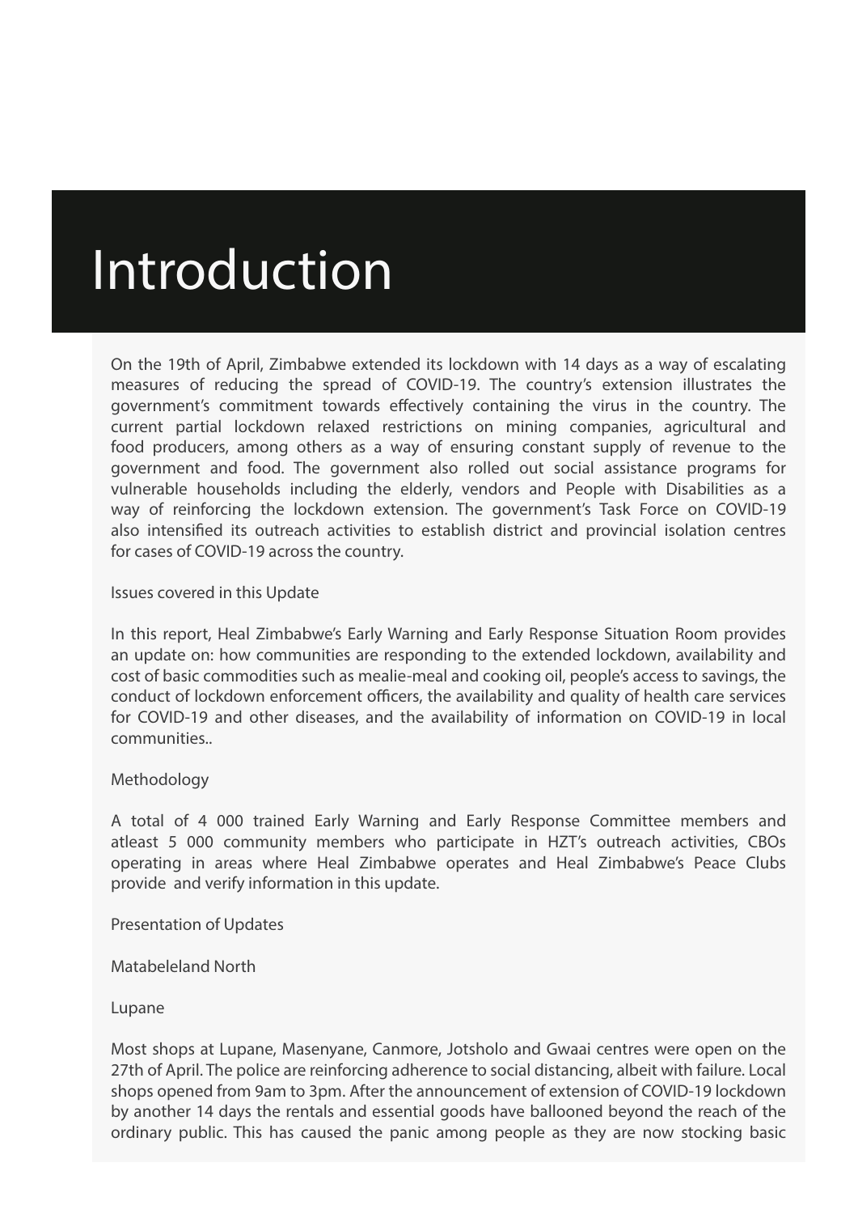# Introduction

On the 19th of April, Zimbabwe extended its lockdown with 14 days as a way of escalating measures of reducing the spread of COVID-19. The country's extension illustrates the government's commitment towards effectively containing the virus in the country. The current partial lockdown relaxed restrictions on mining companies, agricultural and food producers, among others as a way of ensuring constant supply of revenue to the government and food. The government also rolled out social assistance programs for vulnerable households including the elderly, vendors and People with Disabilities as a way of reinforcing the lockdown extension. The government's Task Force on COVID-19 also intensified its outreach activities to establish district and provincial isolation centres for cases of COVID-19 across the country.

Issues covered in this Update

In this report, Heal Zimbabwe's Early Warning and Early Response Situation Room provides an update on: how communities are responding to the extended lockdown, availability and cost of basic commodities such as mealie-meal and cooking oil, people's access to savings, the conduct of lockdown enforcement officers, the availability and quality of health care services for COVID-19 and other diseases, and the availability of information on COVID-19 in local communities..

Methodology

A total of 4 000 trained Early Warning and Early Response Committee members and atleast 5 000 community members who participate in HZT's outreach activities, CBOs operating in areas where Heal Zimbabwe operates and Heal Zimbabwe's Peace Clubs provide and verify information in this update.

Presentation of Updates

Matabeleland North

Lupane

Most shops at Lupane, Masenyane, Canmore, Jotsholo and Gwaai centres were open on the 27th of April. The police are reinforcing adherence to social distancing, albeit with failure. Local shops opened from 9am to 3pm. After the announcement of extension of COVID-19 lockdown by another 14 days the rentals and essential goods have ballooned beyond the reach of the ordinary public. This has caused the panic among people as they are now stocking basic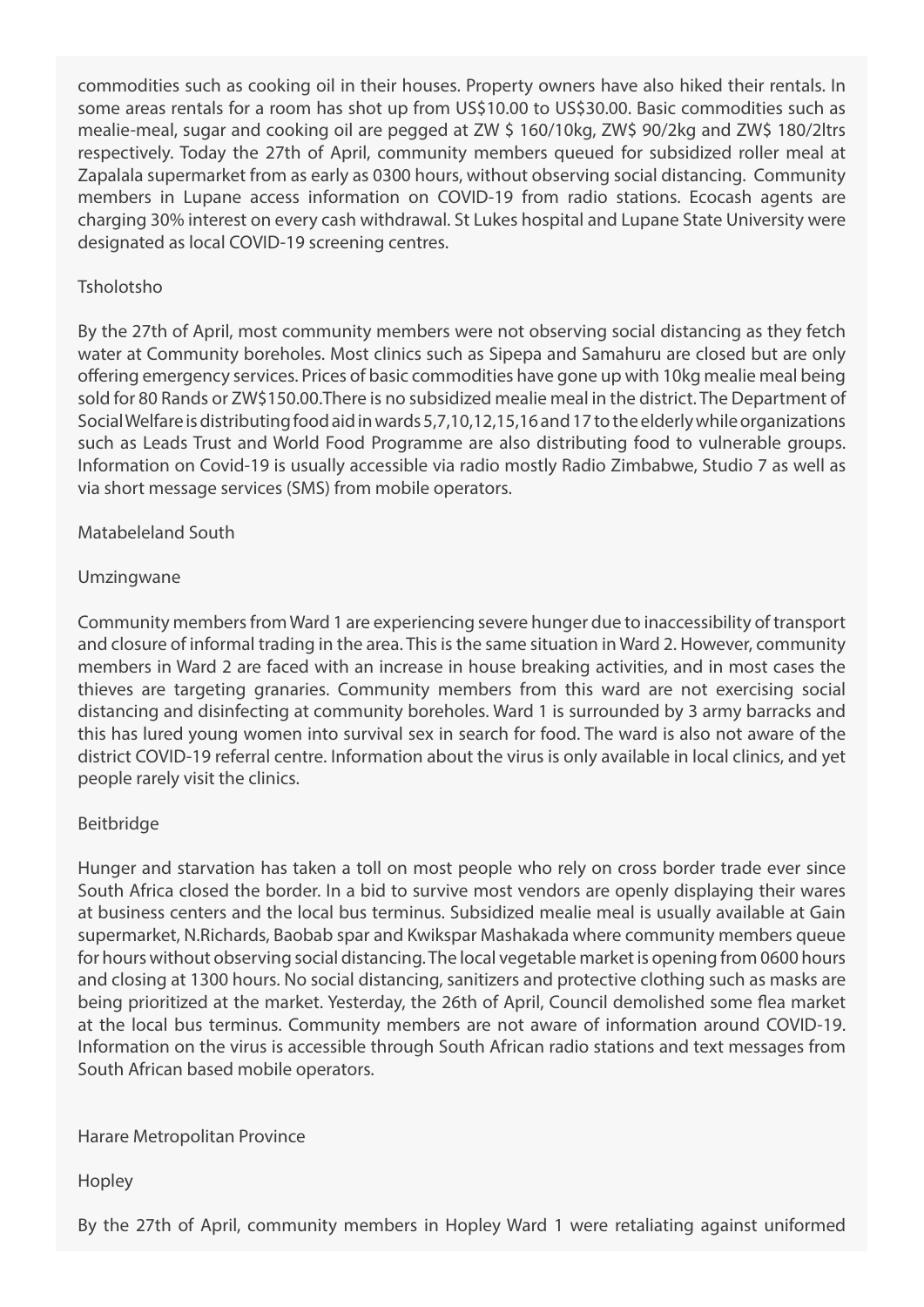commodities such as cooking oil in their houses. Property owners have also hiked their rentals. In some areas rentals for a room has shot up from US$10.00 to US$30.00. Basic commodities such as mealie-meal, sugar and cooking oil are pegged at ZW $ 160/10kg, ZW$ 90/2kg and ZW$ 180/2ltrs respectively. Today the 27th of April, community members queued for subsidized roller meal at Zapalala supermarket from as early as 0300 hours, without observing social distancing. Community members in Lupane access information on COVID-19 from radio stations. Ecocash agents are charging 30% interest on every cash withdrawal. St Lukes hospital and Lupane State University were designated as local COVID-19 screening centres.

### Tsholotsho

By the 27th of April, most community members were not observing social distancing as they fetch water at Community boreholes. Most clinics such as Sipepa and Samahuru are closed but are only offering emergency services. Prices of basic commodities have gone up with 10kg mealie meal being sold for 80 Rands or ZW$150.00.There is no subsidized mealie meal in the district. The Department of Social Welfare is distributing food aid in wards 5,7,10,12,15,16 and 17 to the elderly while organizations such as Leads Trust and World Food Programme are also distributing food to vulnerable groups. Information on Covid-19 is usually accessible via radio mostly Radio Zimbabwe, Studio 7 as well as via short message services (SMS) from mobile operators.

## Matabeleland South

### Umzingwane

Community members from Ward 1 are experiencing severe hunger due to inaccessibility of transport and closure of informal trading in the area. This is the same situation in Ward 2. However, community members in Ward 2 are faced with an increase in house breaking activities, and in most cases the thieves are targeting granaries. Community members from this ward are not exercising social distancing and disinfecting at community boreholes. Ward 1 is surrounded by 3 army barracks and this has lured young women into survival sex in search for food. The ward is also not aware of the district COVID-19 referral centre. Information about the virus is only available in local clinics, and yet people rarely visit the clinics.

### Beitbridge

Hunger and starvation has taken a toll on most people who rely on cross border trade ever since South Africa closed the border. In a bid to survive most vendors are openly displaying their wares at business centers and the local bus terminus. Subsidized mealie meal is usually available at Gain supermarket, N.Richards, Baobab spar and Kwikspar Mashakada where community members queue for hours without observing social distancing. The local vegetable market is opening from 0600 hours and closing at 1300 hours. No social distancing, sanitizers and protective clothing such as masks are being prioritized at the market. Yesterday, the 26th of April, Council demolished some flea market at the local bus terminus. Community members are not aware of information around COVID-19. Information on the virus is accessible through South African radio stations and text messages from South African based mobile operators.

## Harare Metropolitan Province

### Hopley

By the 27th of April, community members in Hopley Ward 1 were retaliating against uniformed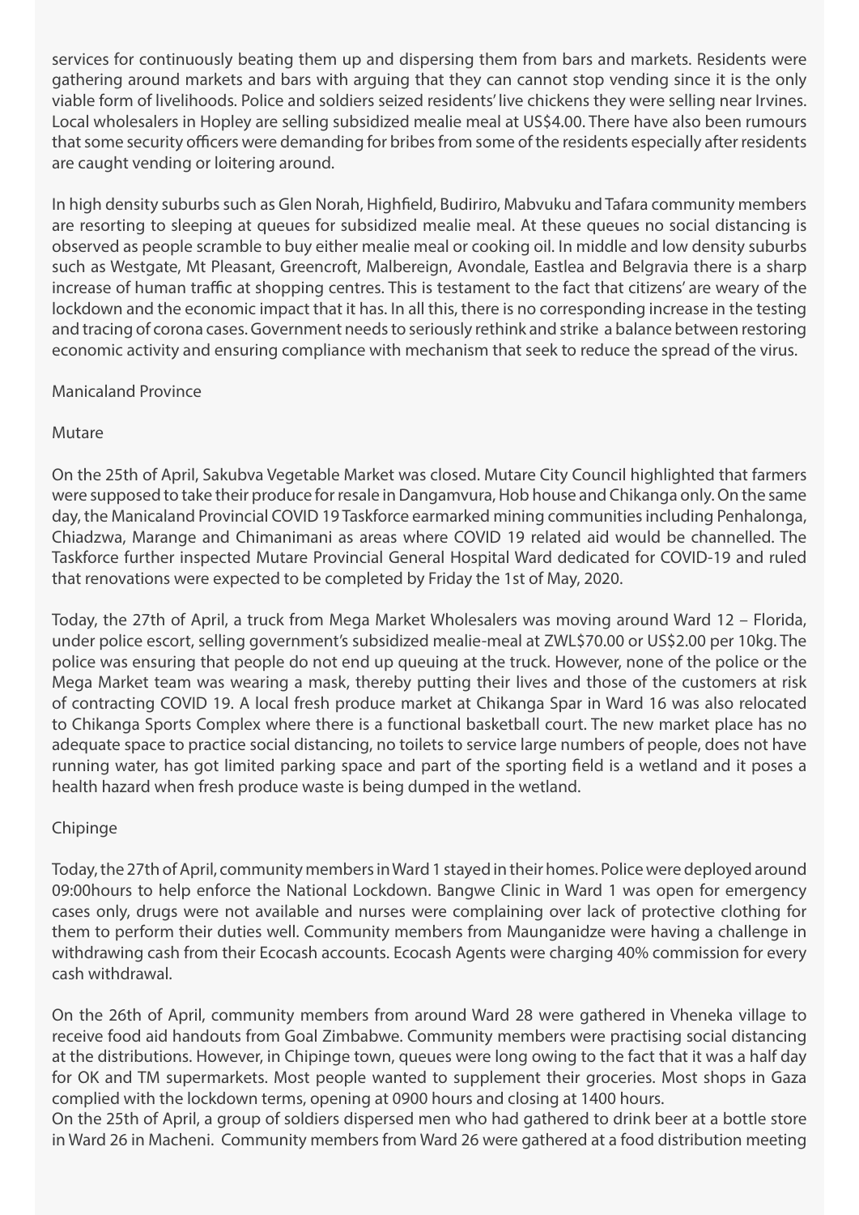services for continuously beating them up and dispersing them from bars and markets. Residents were gathering around markets and bars with arguing that they can cannot stop vending since it is the only viable form of livelihoods. Police and soldiers seized residents' live chickens they were selling near Irvines. Local wholesalers in Hopley are selling subsidized mealie meal at US$4.00. There have also been rumours that some security officers were demanding for bribes from some of the residents especially after residents are caught vending or loitering around.

In high density suburbs such as Glen Norah, Highfield, Budiriro, Mabvuku and Tafara community members are resorting to sleeping at queues for subsidized mealie meal. At these queues no social distancing is observed as people scramble to buy either mealie meal or cooking oil. In middle and low density suburbs such as Westgate, Mt Pleasant, Greencroft, Malbereign, Avondale, Eastlea and Belgravia there is a sharp increase of human traffic at shopping centres. This is testament to the fact that citizens' are weary of the lockdown and the economic impact that it has. In all this, there is no corresponding increase in the testing and tracing of corona cases. Government needs to seriously rethink and strike a balance between restoring economic activity and ensuring compliance with mechanism that seek to reduce the spread of the virus.

## Manicaland Province

### Mutare

On the 25th of April, Sakubva Vegetable Market was closed. Mutare City Council highlighted that farmers were supposed to take their produce for resale in Dangamvura, Hob house and Chikanga only. On the same day, the Manicaland Provincial COVID 19 Taskforce earmarked mining communities including Penhalonga, Chiadzwa, Marange and Chimanimani as areas where COVID 19 related aid would be channelled. The Taskforce further inspected Mutare Provincial General Hospital Ward dedicated for COVID-19 and ruled that renovations were expected to be completed by Friday the 1st of May, 2020.

Today, the 27th of April, a truck from Mega Market Wholesalers was moving around Ward 12 – Florida, under police escort, selling government's subsidized mealie-meal at ZWL$70.00 or US$2.00 per 10kg. The police was ensuring that people do not end up queuing at the truck. However, none of the police or the Mega Market team was wearing a mask, thereby putting their lives and those of the customers at risk of contracting COVID 19. A local fresh produce market at Chikanga Spar in Ward 16 was also relocated to Chikanga Sports Complex where there is a functional basketball court. The new market place has no adequate space to practice social distancing, no toilets to service large numbers of people, does not have running water, has got limited parking space and part of the sporting field is a wetland and it poses a health hazard when fresh produce waste is being dumped in the wetland.

### Chipinge

Today, the 27th of April, community members in Ward 1 stayed in their homes. Police were deployed around 09:00hours to help enforce the National Lockdown. Bangwe Clinic in Ward 1 was open for emergency cases only, drugs were not available and nurses were complaining over lack of protective clothing for them to perform their duties well. Community members from Maunganidze were having a challenge in withdrawing cash from their Ecocash accounts. Ecocash Agents were charging 40% commission for every cash withdrawal.

On the 26th of April, community members from around Ward 28 were gathered in Vheneka village to receive food aid handouts from Goal Zimbabwe. Community members were practising social distancing at the distributions. However, in Chipinge town, queues were long owing to the fact that it was a half day for OK and TM supermarkets. Most people wanted to supplement their groceries. Most shops in Gaza complied with the lockdown terms, opening at 0900 hours and closing at 1400 hours.

On the 25th of April, a group of soldiers dispersed men who had gathered to drink beer at a bottle store in Ward 26 in Macheni. Community members from Ward 26 were gathered at a food distribution meeting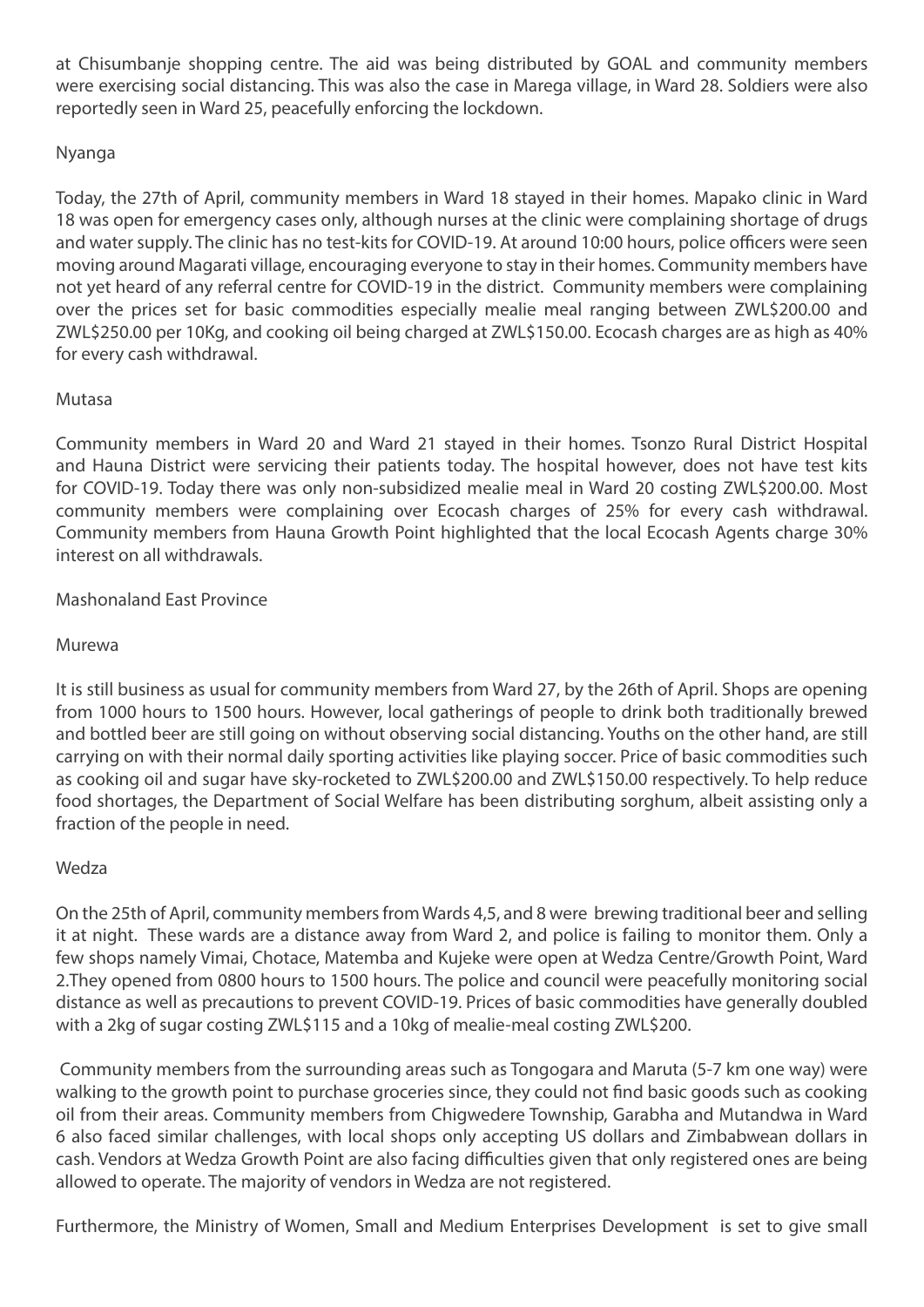at Chisumbanje shopping centre. The aid was being distributed by GOAL and community members were exercising social distancing. This was also the case in Marega village, in Ward 28. Soldiers were also reportedly seen in Ward 25, peacefully enforcing the lockdown.

### Nyanga

Today, the 27th of April, community members in Ward 18 stayed in their homes. Mapako clinic in Ward 18 was open for emergency cases only, although nurses at the clinic were complaining shortage of drugs and water supply. The clinic has no test-kits for COVID-19. At around 10:00 hours, police officers were seen moving around Magarati village, encouraging everyone to stay in their homes. Community members have not yet heard of any referral centre for COVID-19 in the district. Community members were complaining over the prices set for basic commodities especially mealie meal ranging between ZWL$200.00 and ZWL$250.00 per 10Kg, and cooking oil being charged at ZWL$150.00. Ecocash charges are as high as 40% for every cash withdrawal.

### Mutasa

Community members in Ward 20 and Ward 21 stayed in their homes. Tsonzo Rural District Hospital and Hauna District were servicing their patients today. The hospital however, does not have test kits for COVID-19. Today there was only non-subsidized mealie meal in Ward 20 costing ZWL$200.00. Most community members were complaining over Ecocash charges of 25% for every cash withdrawal. Community members from Hauna Growth Point highlighted that the local Ecocash Agents charge 30% interest on all withdrawals.

## Mashonaland East Province

### Murewa

It is still business as usual for community members from Ward 27, by the 26th of April. Shops are opening from 1000 hours to 1500 hours. However, local gatherings of people to drink both traditionally brewed and bottled beer are still going on without observing social distancing. Youths on the other hand, are still carrying on with their normal daily sporting activities like playing soccer. Price of basic commodities such as cooking oil and sugar have sky-rocketed to ZWL$200.00 and ZWL$150.00 respectively. To help reduce food shortages, the Department of Social Welfare has been distributing sorghum, albeit assisting only a fraction of the people in need.

### Wedza

On the 25th of April, community members from Wards 4,5, and 8 were brewing traditional beer and selling it at night. These wards are a distance away from Ward 2, and police is failing to monitor them. Only a few shops namely Vimai, Chotace, Matemba and Kujeke were open at Wedza Centre/Growth Point, Ward 2.They opened from 0800 hours to 1500 hours. The police and council were peacefully monitoring social distance as well as precautions to prevent COVID-19. Prices of basic commodities have generally doubled with a 2kg of sugar costing ZWL$115 and a 10kg of mealie-meal costing ZWL$200.

Community members from the surrounding areas such as Tongogara and Maruta (5-7 km one way) were walking to the growth point to purchase groceries since, they could not find basic goods such as cooking oil from their areas. Community members from Chigwedere Township, Garabha and Mutandwa in Ward 6 also faced similar challenges, with local shops only accepting US dollars and Zimbabwean dollars in cash. Vendors at Wedza Growth Point are also facing difficulties given that only registered ones are being allowed to operate. The majority of vendors in Wedza are not registered.

Furthermore, the Ministry of Women, Small and Medium Enterprises Development is set to give small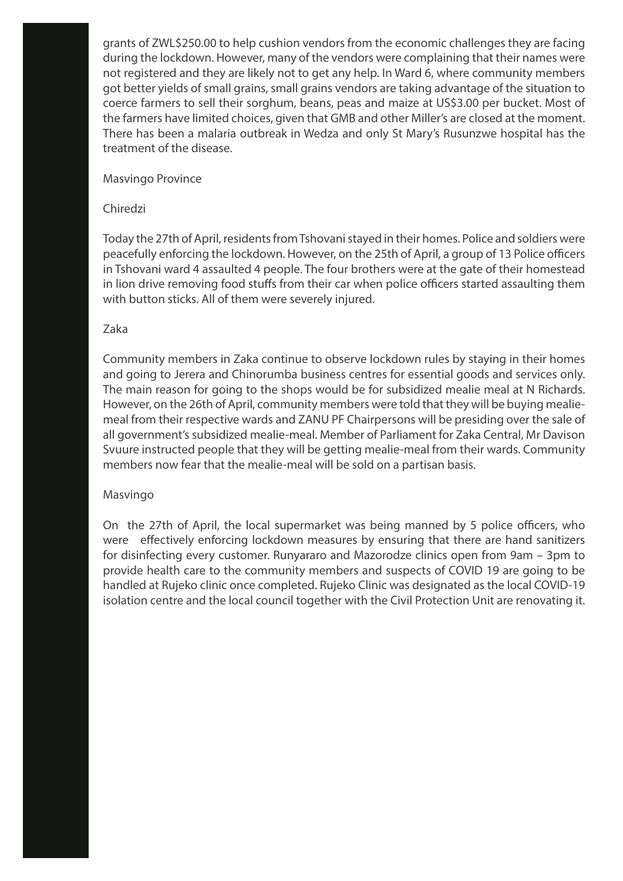grants of ZWL$250.00 to help cushion vendors from the economic challenges they are facing during the lockdown. However, many of the vendors were complaining that their names were not registered and they are likely not to get any help. In Ward 6, where community members got better yields of small grains, small grains vendors are taking advantage of the situation to coerce farmers to sell their sorghum, beans, peas and maize at US$3.00 per bucket. Most of the farmers have limited choices, given that GMB and other Miller's are closed at the moment. There has been a malaria outbreak in Wedza and only St Mary's Rusunzwe hospital has the treatment of the disease.

## Masvingo Province

### Chiredzi

Today the 27th of April, residents from Tshovani stayed in their homes. Police and soldiers were peacefully enforcing the lockdown. However, on the 25th of April, a group of 13 Police officers in Tshovani ward 4 assaulted 4 people. The four brothers were at the gate of their homestead in lion drive removing food stuffs from their car when police officers started assaulting them with button sticks. All of them were severely injured.

### Zaka

Community members in Zaka continue to observe lockdown rules by staying in their homes and going to Jerera and Chinorumba business centres for essential goods and services only. The main reason for going to the shops would be for subsidized mealie meal at N Richards. However, on the 26th of April, community members were told that they will be buying mealie-meal from their respective wards and ZANU PF Chairpersons will be presiding over the sale of all government's subsidized mealie-meal. Member of Parliament for Zaka Central, Mr Davison Svuure instructed people that they will be getting mealie-meal from their wards. Community members now fear that the mealie-meal will be sold on a partisan basis.

### Masvingo

On the 27th of April, the local supermarket was being manned by 5 police officers, who were effectively enforcing lockdown measures by ensuring that there are hand sanitizers for disinfecting every customer. Runyararo and Mazorodze clinics open from 9am – 3pm to provide health care to the community members and suspects of COVID 19 are going to be handled at Rujeko clinic once completed. Rujeko Clinic was designated as the local COVID-19 isolation centre and the local council together with the Civil Protection Unit are renovating it.